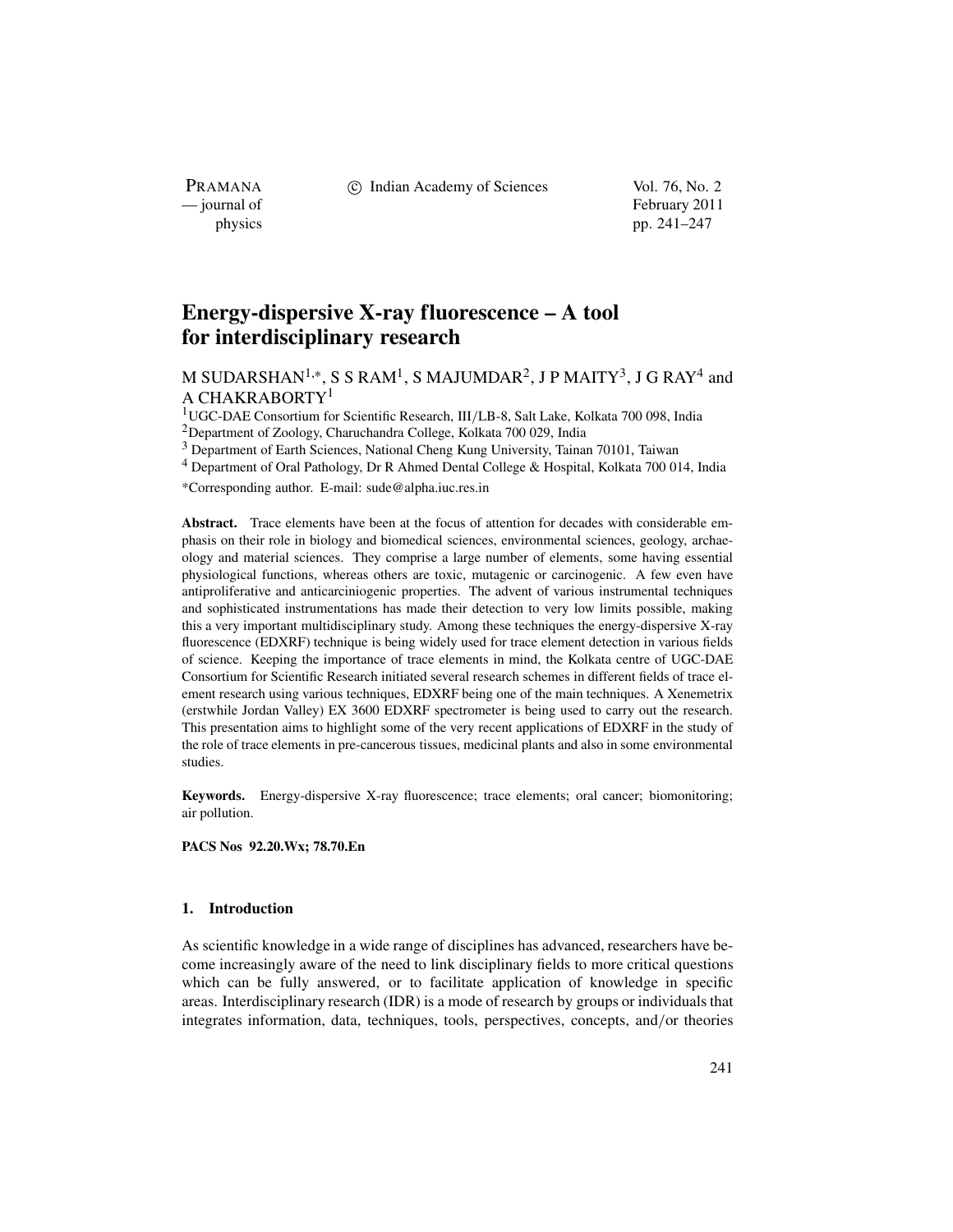# Energy-dispersive X-ray fluorescence – A tool for interdisciplinary research

M SUDARSHAN[1,*], S S RAM[1], S MAJUMDAR[2], J P MAITY[3], J G RAY[4] and A CHAKRABORTY[1]

[1]UGC-DAE Consortium for Scientific Research, III/LB-8, Salt Lake, Kolkata 700 098, India
[2]Department of Zoology, Charuchandra College, Kolkata 700 029, India
[3] Department of Earth Sciences, National Cheng Kung University, Tainan 70101, Taiwan
[4] Department of Oral Pathology, Dr R Ahmed Dental College & Hospital, Kolkata 700 014, India

*Corresponding author. E-mail: sude@alpha.iuc.res.in

**Abstract.** Trace elements have been at the focus of attention for decades with considerable emphasis on their role in biology and biomedical sciences, environmental sciences, geology, archaeology and material sciences. They comprise a large number of elements, some having essential physiological functions, whereas others are toxic, mutagenic or carcinogenic. A few even have antiproliferative and anticarciniogenic properties. The advent of various instrumental techniques and sophisticated instrumentations has made their detection to very low limits possible, making this a very important multidisciplinary study. Among these techniques the energy-dispersive X-ray fluorescence (EDXRF) technique is being widely used for trace element detection in various fields of science. Keeping the importance of trace elements in mind, the Kolkata centre of UGC-DAE Consortium for Scientific Research initiated several research schemes in different fields of trace element research using various techniques, EDXRF being one of the main techniques. A Xenemetrix (erstwhile Jordan Valley) EX 3600 EDXRF spectrometer is being used to carry out the research. This presentation aims to highlight some of the very recent applications of EDXRF in the study of the role of trace elements in pre-cancerous tissues, medicinal plants and also in some environmental studies.

**Keywords.** Energy-dispersive X-ray fluorescence; trace elements; oral cancer; biomonitoring; air pollution.

**PACS Nos** 92.20.Wx; 78.70.En

## 1. Introduction

As scientific knowledge in a wide range of disciplines has advanced, researchers have become increasingly aware of the need to link disciplinary fields to more critical questions which can be fully answered, or to facilitate application of knowledge in specific areas. Interdisciplinary research (IDR) is a mode of research by groups or individuals that integrates information, data, techniques, tools, perspectives, concepts, and/or theories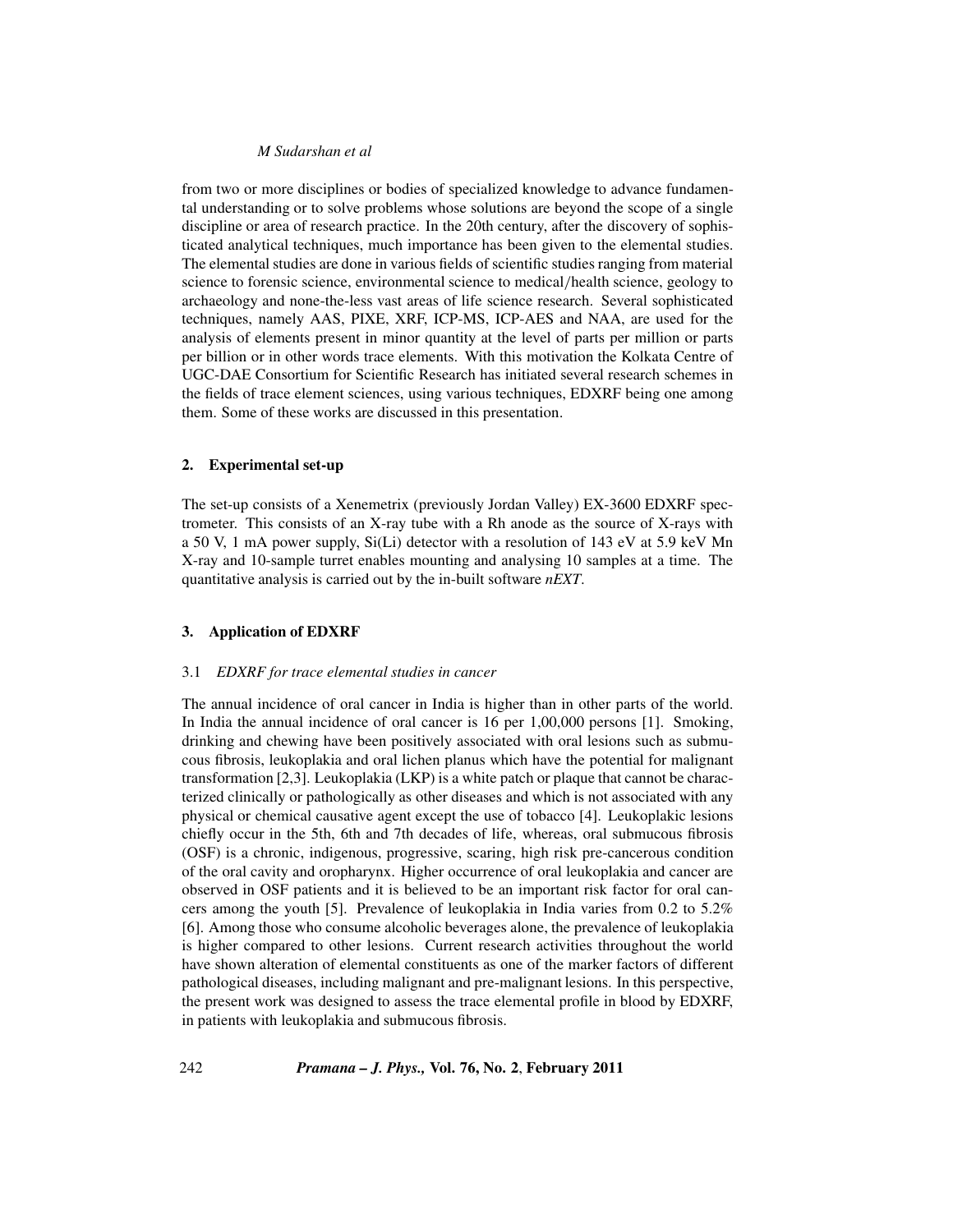from two or more disciplines or bodies of specialized knowledge to advance fundamental understanding or to solve problems whose solutions are beyond the scope of a single discipline or area of research practice. In the 20th century, after the discovery of sophisticated analytical techniques, much importance has been given to the elemental studies. The elemental studies are done in various fields of scientific studies ranging from material science to forensic science, environmental science to medical/health science, geology to archaeology and none-the-less vast areas of life science research. Several sophisticated techniques, namely AAS, PIXE, XRF, ICP-MS, ICP-AES and NAA, are used for the analysis of elements present in minor quantity at the level of parts per million or parts per billion or in other words trace elements. With this motivation the Kolkata Centre of UGC-DAE Consortium for Scientific Research has initiated several research schemes in the fields of trace element sciences, using various techniques, EDXRF being one among them. Some of these works are discussed in this presentation.

## 2. Experimental set-up

The set-up consists of a Xenemetrix (previously Jordan Valley) EX-3600 EDXRF spectrometer. This consists of an X-ray tube with a Rh anode as the source of X-rays with a 50 V, 1 mA power supply, Si(Li) detector with a resolution of 143 eV at 5.9 keV Mn X-ray and 10-sample turret enables mounting and analysing 10 samples at a time. The quantitative analysis is carried out by the in-built software *nEXT*.

## 3. Application of EDXRF

### 3.1 *EDXRF for trace elemental studies in cancer*

The annual incidence of oral cancer in India is higher than in other parts of the world. In India the annual incidence of oral cancer is 16 per 1,00,000 persons [1]. Smoking, drinking and chewing have been positively associated with oral lesions such as submucous fibrosis, leukoplakia and oral lichen planus which have the potential for malignant transformation [2,3]. Leukoplakia (LKP) is a white patch or plaque that cannot be characterized clinically or pathologically as other diseases and which is not associated with any physical or chemical causative agent except the use of tobacco [4]. Leukoplakic lesions chiefly occur in the 5th, 6th and 7th decades of life, whereas, oral submucous fibrosis (OSF) is a chronic, indigenous, progressive, scaring, high risk pre-cancerous condition of the oral cavity and oropharynx. Higher occurrence of oral leukoplakia and cancer are observed in OSF patients and it is believed to be an important risk factor for oral cancers among the youth [5]. Prevalence of leukoplakia in India varies from 0.2 to 5.2% [6]. Among those who consume alcoholic beverages alone, the prevalence of leukoplakia is higher compared to other lesions. Current research activities throughout the world have shown alteration of elemental constituents as one of the marker factors of different pathological diseases, including malignant and pre-malignant lesions. In this perspective, the present work was designed to assess the trace elemental profile in blood by EDXRF, in patients with leukoplakia and submucous fibrosis.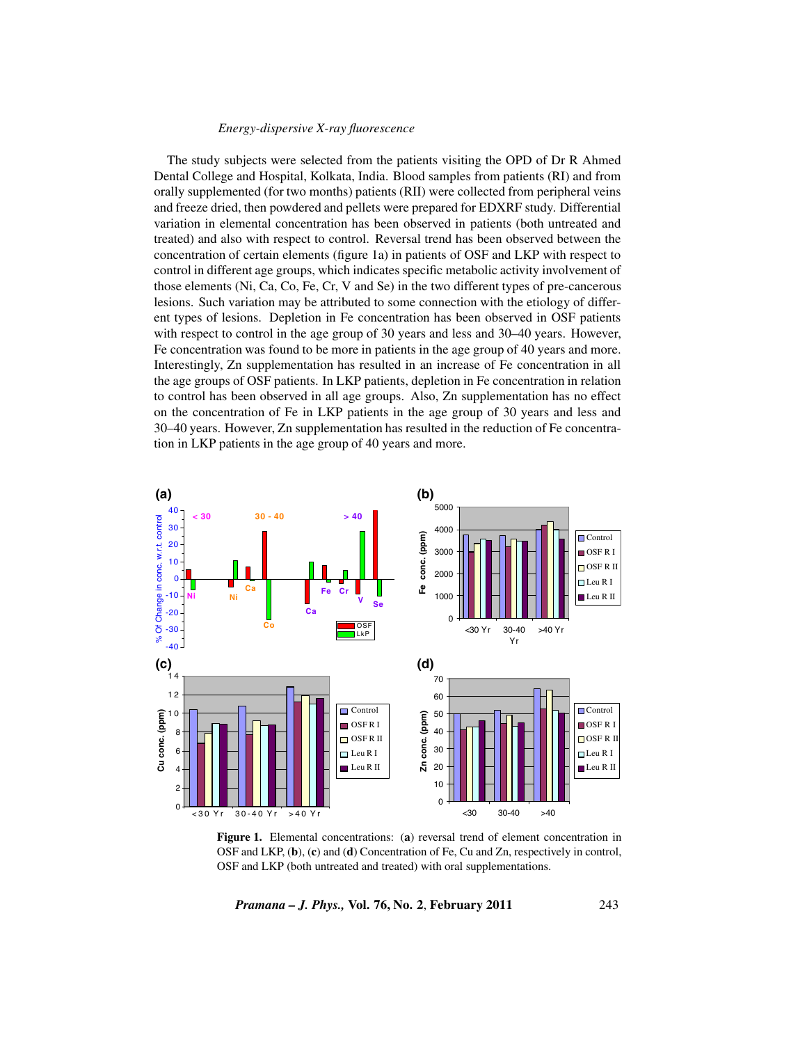The study subjects were selected from the patients visiting the OPD of Dr R Ahmed Dental College and Hospital, Kolkata, India. Blood samples from patients (RI) and from orally supplemented (for two months) patients (RII) were collected from peripheral veins and freeze dried, then powdered and pellets were prepared for EDXRF study. Differential variation in elemental concentration has been observed in patients (both untreated and treated) and also with respect to control. Reversal trend has been observed between the concentration of certain elements (figure 1a) in patients of OSF and LKP with respect to control in different age groups, which indicates specific metabolic activity involvement of those elements (Ni, Ca, Co, Fe, Cr, V and Se) in the two different types of pre-cancerous lesions. Such variation may be attributed to some connection with the etiology of different types of lesions. Depletion in Fe concentration has been observed in OSF patients with respect to control in the age group of 30 years and less and 30–40 years. However, Fe concentration was found to be more in patients in the age group of 40 years and more. Interestingly, Zn supplementation has resulted in an increase of Fe concentration in all the age groups of OSF patients. In LKP patients, depletion in Fe concentration in relation to control has been observed in all age groups. Also, Zn supplementation has no effect on the concentration of Fe in LKP patients in the age group of 30 years and less and 30–40 years. However, Zn supplementation has resulted in the reduction of Fe concentration in LKP patients in the age group of 40 years and more.

**Figure 1.** Elemental concentrations: (**a**) reversal trend of element concentration in OSF and LKP, (**b**), (**c**) and (**d**) Concentration of Fe, Cu and Zn, respectively in control, OSF and LKP (both untreated and treated) with oral supplementations.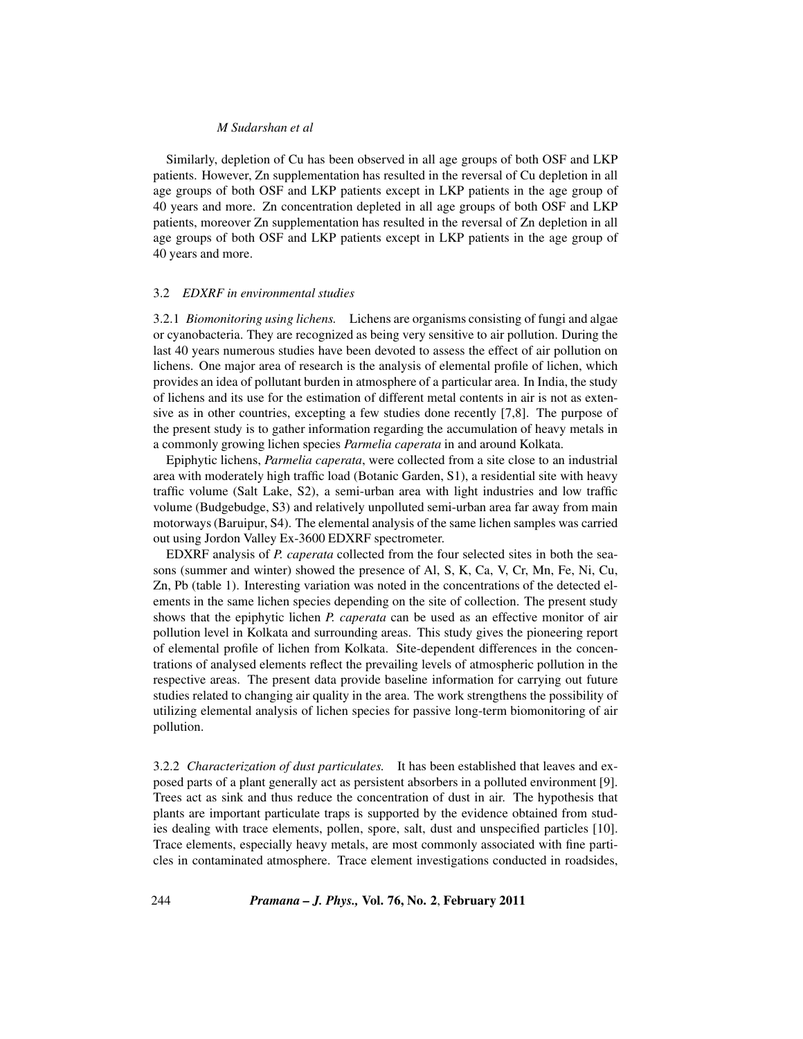Similarly, depletion of Cu has been observed in all age groups of both OSF and LKP patients. However, Zn supplementation has resulted in the reversal of Cu depletion in all age groups of both OSF and LKP patients except in LKP patients in the age group of 40 years and more. Zn concentration depleted in all age groups of both OSF and LKP patients, moreover Zn supplementation has resulted in the reversal of Zn depletion in all age groups of both OSF and LKP patients except in LKP patients in the age group of 40 years and more.

### 3.2 *EDXRF in environmental studies*

3.2.1 *Biomonitoring using lichens.* Lichens are organisms consisting of fungi and algae or cyanobacteria. They are recognized as being very sensitive to air pollution. During the last 40 years numerous studies have been devoted to assess the effect of air pollution on lichens. One major area of research is the analysis of elemental profile of lichen, which provides an idea of pollutant burden in atmosphere of a particular area. In India, the study of lichens and its use for the estimation of different metal contents in air is not as extensive as in other countries, excepting a few studies done recently [7,8]. The purpose of the present study is to gather information regarding the accumulation of heavy metals in a commonly growing lichen species *Parmelia caperata* in and around Kolkata.

Epiphytic lichens, *Parmelia caperata*, were collected from a site close to an industrial area with moderately high traffic load (Botanic Garden, S1), a residential site with heavy traffic volume (Salt Lake, S2), a semi-urban area with light industries and low traffic volume (Budgebudge, S3) and relatively unpolluted semi-urban area far away from main motorways (Baruipur, S4). The elemental analysis of the same lichen samples was carried out using Jordon Valley Ex-3600 EDXRF spectrometer.

EDXRF analysis of *P. caperata* collected from the four selected sites in both the seasons (summer and winter) showed the presence of Al, S, K, Ca, V, Cr, Mn, Fe, Ni, Cu, Zn, Pb (table 1). Interesting variation was noted in the concentrations of the detected elements in the same lichen species depending on the site of collection. The present study shows that the epiphytic lichen *P. caperata* can be used as an effective monitor of air pollution level in Kolkata and surrounding areas. This study gives the pioneering report of elemental profile of lichen from Kolkata. Site-dependent differences in the concentrations of analysed elements reflect the prevailing levels of atmospheric pollution in the respective areas. The present data provide baseline information for carrying out future studies related to changing air quality in the area. The work strengthens the possibility of utilizing elemental analysis of lichen species for passive long-term biomonitoring of air pollution.

3.2.2 *Characterization of dust particulates.* It has been established that leaves and exposed parts of a plant generally act as persistent absorbers in a polluted environment [9]. Trees act as sink and thus reduce the concentration of dust in air. The hypothesis that plants are important particulate traps is supported by the evidence obtained from studies dealing with trace elements, pollen, spore, salt, dust and unspecified particles [10]. Trace elements, especially heavy metals, are most commonly associated with fine particles in contaminated atmosphere. Trace element investigations conducted in roadsides,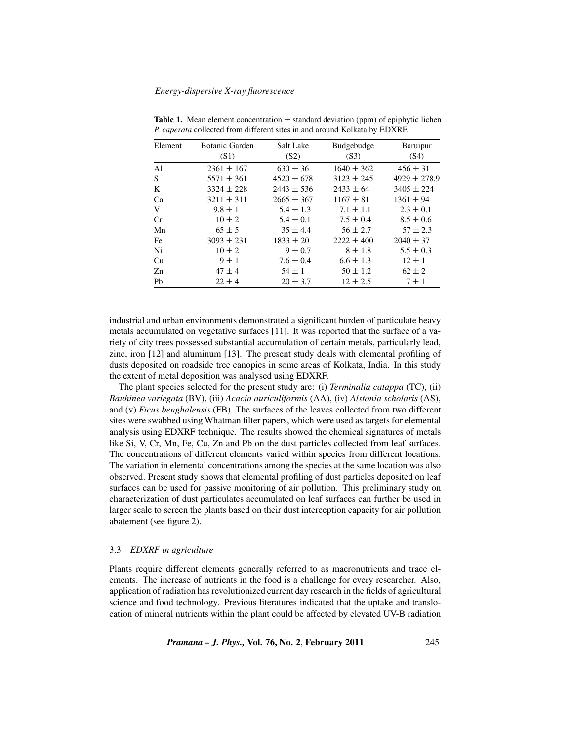**Table 1.** Mean element concentration ± standard deviation (ppm) of epiphytic lichen *P. caperata* collected from different sites in and around Kolkata by EDXRF.

| Element | Botanic Garden (S1) | Salt Lake (S2) | Budgebudge (S3) | Baruipur (S4) |
|---|---|---|---|---|
| Al | 2361 ± 167 | 630 ± 36 | 1640 ± 362 | 456 ± 31 |
| S | 5571 ± 361 | 4520 ± 678 | 3123 ± 245 | 4929 ± 278.9 |
| K | 3324 ± 228 | 2443 ± 536 | 2433 ± 64 | 3405 ± 224 |
| Ca | 3211 ± 311 | 2665 ± 367 | 1167 ± 81 | 1361 ± 94 |
| V | 9.8 ± 1 | 5.4 ± 1.3 | 7.1 ± 1.1 | 2.3 ± 0.1 |
| Cr | 10 ± 2 | 5.4 ± 0.1 | 7.5 ± 0.4 | 8.5 ± 0.6 |
| Mn | 65 ± 5 | 35 ± 4.4 | 56 ± 2.7 | 57 ± 2.3 |
| Fe | 3093 ± 231 | 1833 ± 20 | 2222 ± 400 | 2040 ± 37 |
| Ni | 10 ± 2 | 9 ± 0.7 | 8 ± 1.8 | 5.5 ± 0.3 |
| Cu | 9 ± 1 | 7.6 ± 0.4 | 6.6 ± 1.3 | 12 ± 1 |
| Zn | 47 ± 4 | 54 ± 1 | 50 ± 1.2 | 62 ± 2 |
| Pb | 22 ± 4 | 20 ± 3.7 | 12 ± 2.5 | 7 ± 1 |

industrial and urban environments demonstrated a significant burden of particulate heavy metals accumulated on vegetative surfaces [11]. It was reported that the surface of a variety of city trees possessed substantial accumulation of certain metals, particularly lead, zinc, iron [12] and aluminum [13]. The present study deals with elemental profiling of dusts deposited on roadside tree canopies in some areas of Kolkata, India. In this study the extent of metal deposition was analysed using EDXRF.

The plant species selected for the present study are: (i) *Terminalia catappa* (TC), (ii) *Bauhinea variegata* (BV), (iii) *Acacia auriculiformis* (AA), (iv) *Alstonia scholaris* (AS), and (v) *Ficus benghalensis* (FB). The surfaces of the leaves collected from two different sites were swabbed using Whatman filter papers, which were used as targets for elemental analysis using EDXRF technique. The results showed the chemical signatures of metals like Si, V, Cr, Mn, Fe, Cu, Zn and Pb on the dust particles collected from leaf surfaces. The concentrations of different elements varied within species from different locations. The variation in elemental concentrations among the species at the same location was also observed. Present study shows that elemental profiling of dust particles deposited on leaf surfaces can be used for passive monitoring of air pollution. This preliminary study on characterization of dust particulates accumulated on leaf surfaces can further be used in larger scale to screen the plants based on their dust interception capacity for air pollution abatement (see figure 2).

### 3.3 *EDXRF in agriculture*

Plants require different elements generally referred to as macronutrients and trace elements. The increase of nutrients in the food is a challenge for every researcher. Also, application of radiation has revolutionized current day research in the fields of agricultural science and food technology. Previous literatures indicated that the uptake and translocation of mineral nutrients within the plant could be affected by elevated UV-B radiation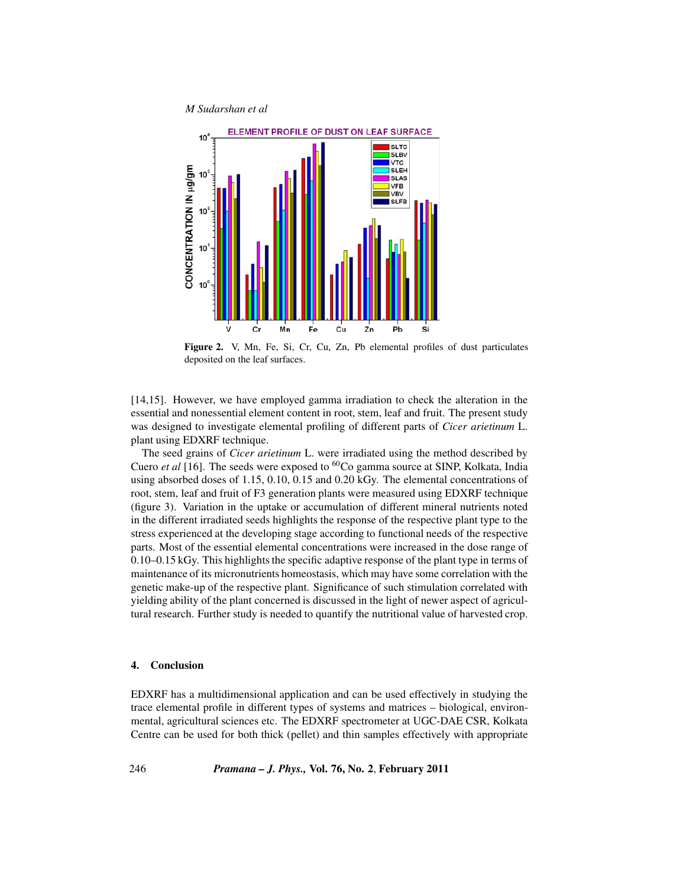**Figure 2.** V, Mn, Fe, Si, Cr, Cu, Zn, Pb elemental profiles of dust particulates deposited on the leaf surfaces.

[14,15]. However, we have employed gamma irradiation to check the alteration in the essential and nonessential element content in root, stem, leaf and fruit. The present study was designed to investigate elemental profiling of different parts of *Cicer arietinum* L. plant using EDXRF technique.

The seed grains of *Cicer arietinum* L. were irradiated using the method described by Cuero *et al* [16]. The seeds were exposed to $^{60}$Co gamma source at SINP, Kolkata, India using absorbed doses of 1.15, 0.10, 0.15 and 0.20 kGy. The elemental concentrations of root, stem, leaf and fruit of F3 generation plants were measured using EDXRF technique (figure 3). Variation in the uptake or accumulation of different mineral nutrients noted in the different irradiated seeds highlights the response of the respective plant type to the stress experienced at the developing stage according to functional needs of the respective parts. Most of the essential elemental concentrations were increased in the dose range of 0.10–0.15 kGy. This highlights the specific adaptive response of the plant type in terms of maintenance of its micronutrients homeostasis, which may have some correlation with the genetic make-up of the respective plant. Significance of such stimulation correlated with yielding ability of the plant concerned is discussed in the light of newer aspect of agricultural research. Further study is needed to quantify the nutritional value of harvested crop.

## 4. Conclusion

EDXRF has a multidimensional application and can be used effectively in studying the trace elemental profile in different types of systems and matrices – biological, environmental, agricultural sciences etc. The EDXRF spectrometer at UGC-DAE CSR, Kolkata Centre can be used for both thick (pellet) and thin samples effectively with appropriate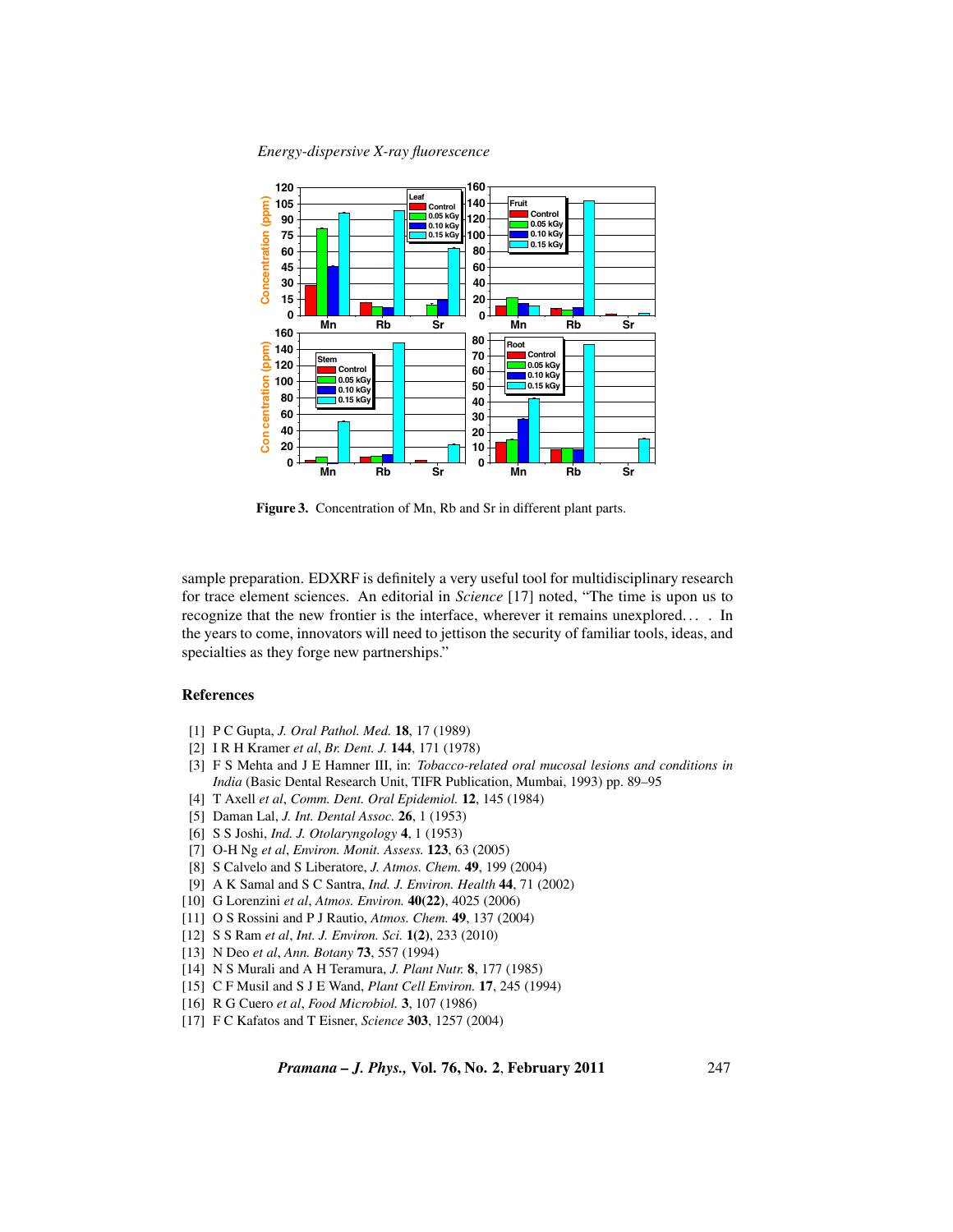Leaf
Control
0.05 kGy
0.10 kGy
0.15 kGy
Concentration (ppm)
120
105
90
75
60
45
30
15
0
Mn
Rb
Sr

Fruit
Control
0.05 kGy
0.10 kGy
0.15 kGy
160
140
120
100
80
60
40
20
0
Mn
Rb
Sr

Stem
Control
0.05 kGy
0.10 kGy
0.15 kGy
Con centration (ppm)
160
140
120
100
80
60
40
20
0
Mn
Rb
Sr

Root
Control
0.05 kGy
0.10 kGy
0.15 kGy
80
70
60
50
40
30
20
10
0
Mn
Rb
Sr

**Figure 3.** Concentration of Mn, Rb and Sr in different plant parts.

sample preparation. EDXRF is definitely a very useful tool for multidisciplinary research for trace element sciences. An editorial in *Science* [17] noted, "The time is upon us to recognize that the new frontier is the interface, wherever it remains unexplored. . . . In the years to come, innovators will need to jettison the security of familiar tools, ideas, and specialties as they forge new partnerships."

## References

[1] P C Gupta, *J. Oral Pathol. Med.* **18**, 17 (1989)
[2] I R H Kramer *et al*, *Br. Dent. J.* **144**, 171 (1978)
[3] F S Mehta and J E Hamner III, in: *Tobacco-related oral mucosal lesions and conditions in India* (Basic Dental Research Unit, TIFR Publication, Mumbai, 1993) pp. 89–95
[4] T Axell *et al*, *Comm. Dent. Oral Epidemiol.* **12**, 145 (1984)
[5] Daman Lal, *J. Int. Dental Assoc.* **26**, 1 (1953)
[6] S S Joshi, *Ind. J. Otolaryngology* **4**, 1 (1953)
[7] O-H Ng *et al*, *Environ. Monit. Assess.* **123**, 63 (2005)
[8] S Calvelo and S Liberatore, *J. Atmos. Chem.* **49**, 199 (2004)
[9] A K Samal and S C Santra, *Ind. J. Environ. Health* **44**, 71 (2002)
[10] G Lorenzini *et al*, *Atmos. Environ.* **40(22)**, 4025 (2006)
[11] O S Rossini and P J Rautio, *Atmos. Chem.* **49**, 137 (2004)
[12] S S Ram *et al*, *Int. J. Environ. Sci.* **1(2)**, 233 (2010)
[13] N Deo *et al*, *Ann. Botany* **73**, 557 (1994)
[14] N S Murali and A H Teramura, *J. Plant Nutr.* **8**, 177 (1985)
[15] C F Musil and S J E Wand, *Plant Cell Environ.* **17**, 245 (1994)
[16] R G Cuero *et al*, *Food Microbiol.* **3**, 107 (1986)
[17] F C Kafatos and T Eisner, *Science* **303**, 1257 (2004)